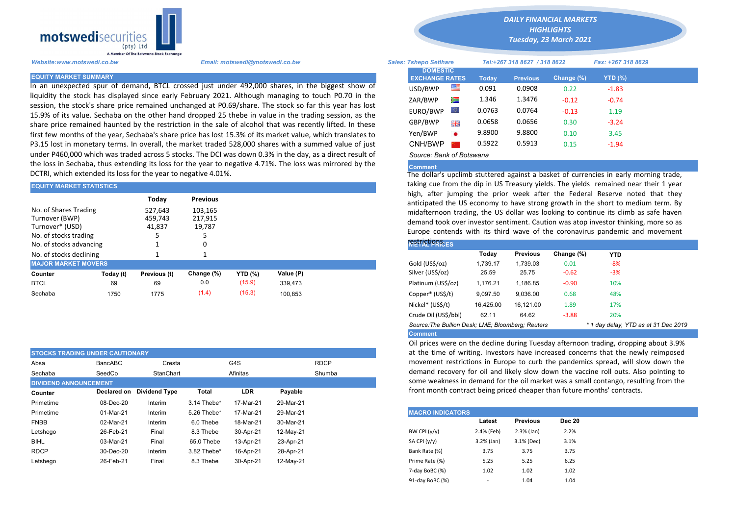motswedisecurities (pty) Ltd
A Member Of The Botswana Stock Exchange

*DAILY FINANCIAL MARKETS HIGHLIGHTS*
*Tuesday, 23 March 2021*

*Website:www.motswedi.co.bw* | *Email: motswedi@motswedi.co.bw* | *Sales: Tshepo Setlhare* | *Tel:+267 318 8627 / 318 8622* | *Fax: +267 318 8629*

## EQUITY MARKET SUMMARY

In an unexpected spur of demand, BTCL crossed just under 492,000 shares, in the biggest show of liquidity the stock has displayed since early February 2021. Although managing to touch P0.70 in the session, the stock's share price remained unchanged at P0.69/share. The stock so far this year has lost 15.9% of its value. Sechaba on the other hand dropped 25 thebe in value in the trading session, as the share price remained haunted by the restriction in the sale of alcohol that was recently lifted. In these first few months of the year, Sechaba's share price has lost 15.3% of its market value, which translates to P3.15 lost in monetary terms. In overall, the market traded 528,000 shares with a summed value of just under P460,000 which was traded across 5 stocks. The DCI was down 0.3% in the day, as a direct result of the loss in Sechaba, thus extending its loss for the year to negative 4.71%. The loss was mirrored by the DCTRI, which extended its loss for the year to negative 4.01%.

## EQUITY MARKET STATISTICS

| | Today | Previous |
|---|---|---|
| No. of Shares Trading | 527,643 | 103,165 |
| Turnover (BWP) | 459,743 | 217,915 |
| Turnover* (USD) | 41,837 | 19,787 |
| No. of stocks trading | 5 | 5 |
| No. of stocks advancing | 1 | 0 |
| No. of stocks declining | 1 | 1 |

## MAJOR MARKET MOVERS

| Counter | Today (t) | Previous (t) | Change (%) | YTD (%) | Value (P) |
|---|---|---|---|---|---|
| BTCL | 69 | 69 | 0.0 | (15.9) | 339,473 |
| Sechaba | 1750 | 1775 | (1.4) | (15.3) | 100,853 |

## STOCKS TRADING UNDER CAUTIONARY

| | | | | |
|---|---|---|---|---|
| Absa | BancABC | Cresta | G4S | RDCP |
| Sechaba | SeedCo | StanChart | Afinitas | Shumba |

## DIVIDEND ANNOUNCEMENT

| Counter | Declared on | Dividend Type | Total | LDR | Payable |
|---|---|---|---|---|---|
| Primetime | 08-Dec-20 | Interim | 3.14 Thebe* | 17-Mar-21 | 29-Mar-21 |
| Primetime | 01-Mar-21 | Interim | 5.26 Thebe* | 17-Mar-21 | 29-Mar-21 |
| FNBB | 02-Mar-21 | Interim | 6.0 Thebe | 18-Mar-21 | 30-Mar-21 |
| Letshego | 26-Feb-21 | Final | 8.3 Thebe | 30-Apr-21 | 12-May-21 |
| BIHL | 03-Mar-21 | Final | 65.0 Thebe | 13-Apr-21 | 23-Apr-21 |
| RDCP | 30-Dec-20 | Interim | 3.82 Thebe* | 16-Apr-21 | 28-Apr-21 |
| Letshego | 26-Feb-21 | Final | 8.3 Thebe | 30-Apr-21 | 12-May-21 |

## DOMESTIC EXCHANGE RATES

| | Today | Previous | Change (%) | YTD (%) |
|---|---|---|---|---|
| USD/BWP | 0.091 | 0.0908 | 0.22 | -1.83 |
| ZAR/BWP | 1.346 | 1.3476 | -0.12 | -0.74 |
| EURO/BWP | 0.0763 | 0.0764 | -0.13 | 1.19 |
| GBP/BWP | 0.0658 | 0.0656 | 0.30 | -3.24 |
| Yen/BWP | 9.8900 | 9.8800 | 0.10 | 3.45 |
| CNH/BWP | 0.5922 | 0.5913 | 0.15 | -1.94 |

*Source: Bank of Botswana*

**Comment**

The dollar's upclimb stuttered against a basket of currencies in early morning trade, taking cue from the dip in US Treasury yields. The yields remained near their 1 year high, after jumping the prior week after the Federal Reserve noted that they anticipated the US economy to have strong growth in the short to medium term. By midafternoon trading, the US dollar was looking to continue its climb as safe haven demand took over investor sentiment. Caution was atop investor thinking, more so as Europe contends with its third wave of the coronavirus pandemic and movement restrictions.

## METAL PRICES

| | Today | Previous | Change (%) | YTD |
|---|---|---|---|---|
| Gold (US$/oz) | 1,739.17 | 1,739.03 | 0.01 | -8% |
| Silver (US$/oz) | 25.59 | 25.75 | -0.62 | -3% |
| Platinum (US$/oz) | 1,176.21 | 1,186.85 | -0.90 | 10% |
| Copper* (US$/t) | 9,097.50 | 9,036.00 | 0.68 | 48% |
| Nickel* (US$/t) | 16,425.00 | 16,121.00 | 1.89 | 17% |
| Crude Oil (US$/bbl) | 62.11 | 64.62 | -3.88 | 20% |

*Source:The Bullion Desk; LME; Bloomberg; Reuters* — *\* 1 day delay, YTD as at 31 Dec 2019*

**Comment**

Oil prices were on the decline during Tuesday afternoon trading, dropping about 3.9% at the time of writing. Investors have increased concerns that the newly reimposed movement restrictions in Europe to curb the pandemics spread, will slow down the demand recovery for oil and likely slow down the vaccine roll outs. Also pointing to some weakness in demand for the oil market was a small contango, resulting from the front month contract being priced cheaper than future months' contracts.

## MACRO INDICATORS

| | Latest | Previous | Dec 20 |
|---|---|---|---|
| BW CPI (y/y) | 2.4% (Feb) | 2.3% (Jan) | 2.2% |
| SA CPI (y/y) | 3.2% (Jan) | 3.1% (Dec) | 3.1% |
| Bank Rate (%) | 3.75 | 3.75 | 3.75 |
| Prime Rate (%) | 5.25 | 5.25 | 6.25 |
| 7-day BoBC (%) | 1.02 | 1.02 | 1.02 |
| 91-day BoBC (%) | - | 1.04 | 1.04 |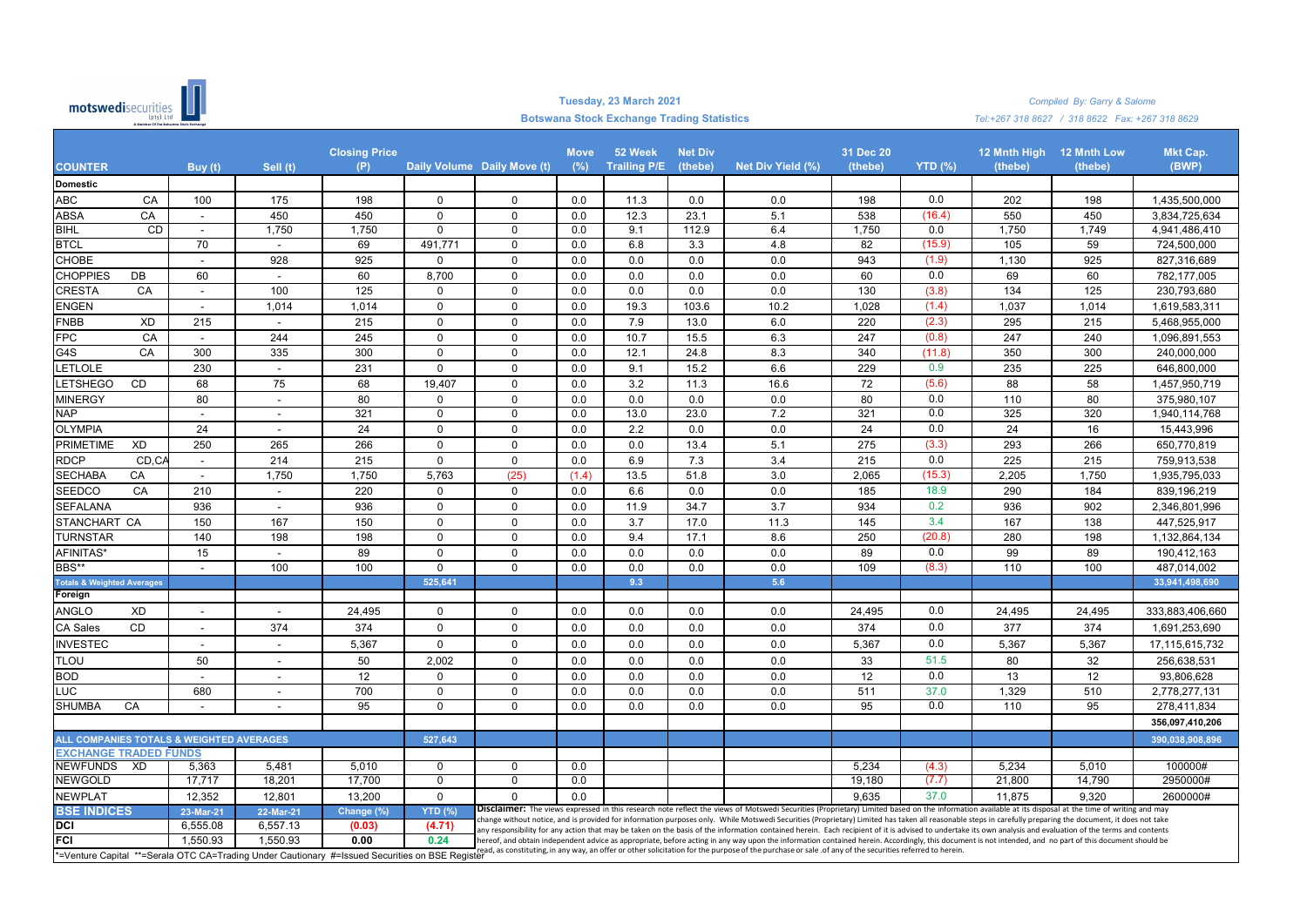**motswedi**securities (pty) Ltd

A Member Of The Botswana Stock Exchange

**Tuesday, 23 March 2021**

**Botswana Stock Exchange Trading Statistics**

*Compiled By: Garry & Salome*

*Tel:+267 318 8627 / 318 8622 Fax: +267 318 8629*

| COUNTER | | Buy (t) | Sell (t) | Closing Price (P) | Daily Volume | Daily Move (t) | Move (%) | 52 Week Trailing P/E | Net Div (thebe) | Net Div Yield (%) | 31 Dec 20 (thebe) | YTD (%) | 12 Mnth High (thebe) | 12 Mnth Low (thebe) | Mkt Cap. (BWP) |
|---|---|---|---|---|---|---|---|---|---|---|---|---|---|---|---|
| **Domestic** | | | | | | | | | | | | | | | |
| ABC | CA | 100 | 175 | 198 | 0 | 0 | 0.0 | 11.3 | 0.0 | 0.0 | 198 | 0.0 | 202 | 198 | 1,435,500,000 |
| ABSA | CA | - | 450 | 450 | 0 | 0 | 0.0 | 12.3 | 23.1 | 5.1 | 538 | (16.4) | 550 | 450 | 3,834,725,634 |
| BIHL | CD | - | 1,750 | 1,750 | 0 | 0 | 0.0 | 9.1 | 112.9 | 6.4 | 1,750 | 0.0 | 1,750 | 1,749 | 4,941,486,410 |
| BTCL | | 70 | - | 69 | 491,771 | 0 | 0.0 | 6.8 | 3.3 | 4.8 | 82 | (15.9) | 105 | 59 | 724,500,000 |
| CHOBE | | - | 928 | 925 | 0 | 0 | 0.0 | 0.0 | 0.0 | 0.0 | 943 | (1.9) | 1,130 | 925 | 827,316,689 |
| CHOPPIES | DB | 60 | - | 60 | 8,700 | 0 | 0.0 | 0.0 | 0.0 | 0.0 | 60 | 0.0 | 69 | 60 | 782,177,005 |
| CRESTA | CA | - | 100 | 125 | 0 | 0 | 0.0 | 0.0 | 0.0 | 0.0 | 130 | (3.8) | 134 | 125 | 230,793,680 |
| ENGEN | | - | 1,014 | 1,014 | 0 | 0 | 0.0 | 19.3 | 103.6 | 10.2 | 1,028 | (1.4) | 1,037 | 1,014 | 1,619,583,311 |
| FNBB | XD | 215 | - | 215 | 0 | 0 | 0.0 | 7.9 | 13.0 | 6.0 | 220 | (2.3) | 295 | 215 | 5,468,955,000 |
| FPC | CA | - | 244 | 245 | 0 | 0 | 0.0 | 10.7 | 15.5 | 6.3 | 247 | (0.8) | 247 | 240 | 1,096,891,553 |
| G4S | CA | 300 | 335 | 300 | 0 | 0 | 0.0 | 12.1 | 24.8 | 8.3 | 340 | (11.8) | 350 | 300 | 240,000,000 |
| LETLOLE | | 230 | - | 231 | 0 | 0 | 0.0 | 9.1 | 15.2 | 6.6 | 229 | 0.9 | 235 | 225 | 646,800,000 |
| LETSHEGO | CD | 68 | 75 | 68 | 19,407 | 0 | 0.0 | 3.2 | 11.3 | 16.6 | 72 | (5.6) | 88 | 58 | 1,457,950,719 |
| MINERGY | | 80 | - | 80 | 0 | 0 | 0.0 | 0.0 | 0.0 | 0.0 | 80 | 0.0 | 110 | 80 | 375,980,107 |
| NAP | | - | - | 321 | 0 | 0 | 0.0 | 13.0 | 23.0 | 7.2 | 321 | 0.0 | 325 | 320 | 1,940,114,768 |
| OLYMPIA | | 24 | - | 24 | 0 | 0 | 0.0 | 2.2 | 0.0 | 0.0 | 24 | 0.0 | 24 | 16 | 15,443,996 |
| PRIMETIME | XD | 250 | 265 | 266 | 0 | 0 | 0.0 | 0.0 | 13.4 | 5.1 | 275 | (3.3) | 293 | 266 | 650,770,819 |
| RDCP | CD,CA | - | 214 | 215 | 0 | 0 | 0.0 | 6.9 | 7.3 | 3.4 | 215 | 0.0 | 225 | 215 | 759,913,538 |
| SECHABA | CA | - | 1,750 | 1,750 | 5,763 | (25) | (1.4) | 13.5 | 51.8 | 3.0 | 2,065 | (15.3) | 2,205 | 1,750 | 1,935,795,033 |
| SEEDCO | CA | 210 | - | 220 | 0 | 0 | 0.0 | 6.6 | 0.0 | 0.0 | 185 | 18.9 | 290 | 184 | 839,196,219 |
| SEFALANA | | 936 | - | 936 | 0 | 0 | 0.0 | 11.9 | 34.7 | 3.7 | 934 | 0.2 | 936 | 902 | 2,346,801,996 |
| STANCHART | CA | 150 | 167 | 150 | 0 | 0 | 0.0 | 3.7 | 17.0 | 11.3 | 145 | 3.4 | 167 | 138 | 447,525,917 |
| TURNSTAR | | 140 | 198 | 198 | 0 | 0 | 0.0 | 9.4 | 17.1 | 8.6 | 250 | (20.8) | 280 | 198 | 1,132,864,134 |
| AFINITAS* | | 15 | - | 89 | 0 | 0 | 0.0 | 0.0 | 0.0 | 0.0 | 89 | 0.0 | 99 | 89 | 190,412,163 |
| BBS** | | - | 100 | 100 | 0 | 0 | 0.0 | 0.0 | 0.0 | 0.0 | 109 | (8.3) | 110 | 100 | 487,014,002 |
| **Totals & Weighted Averages** | | | | | **525,641** | | | **9.3** | | **5.6** | | | | | **33,941,498,690** |
| **Foreign** | | | | | | | | | | | | | | | |
| ANGLO | XD | - | - | 24,495 | 0 | 0 | 0.0 | 0.0 | 0.0 | 0.0 | 24,495 | 0.0 | 24,495 | 24,495 | 333,883,406,660 |
| CA Sales | CD | - | 374 | 374 | 0 | 0 | 0.0 | 0.0 | 0.0 | 0.0 | 374 | 0.0 | 377 | 374 | 1,691,253,690 |
| INVESTEC | | - | - | 5,367 | 0 | 0 | 0.0 | 0.0 | 0.0 | 0.0 | 5,367 | 0.0 | 5,367 | 5,367 | 17,115,615,732 |
| TLOU | | 50 | - | 50 | 2,002 | 0 | 0.0 | 0.0 | 0.0 | 0.0 | 33 | 51.5 | 80 | 32 | 256,638,531 |
| BOD | | - | - | 12 | 0 | 0 | 0.0 | 0.0 | 0.0 | 0.0 | 12 | 0.0 | 13 | 12 | 93,806,628 |
| LUC | | 680 | - | 700 | 0 | 0 | 0.0 | 0.0 | 0.0 | 0.0 | 511 | 37.0 | 1,329 | 510 | 2,778,277,131 |
| SHUMBA | CA | - | - | 95 | 0 | 0 | 0.0 | 0.0 | 0.0 | 0.0 | 95 | 0.0 | 110 | 95 | 278,411,834 |
| | | | | | | | | | | | | | | | **356,097,410,206** |
| **ALL COMPANIES TOTALS & WEIGHTED AVERAGES** | | | | | **527,643** | | | | | | | | | | **390,038,908,896** |
| **EXCHANGE TRADED FUNDS** | | | | | | | | | | | | | | | |
| NEWFUNDS | XD | 5,363 | 5,481 | 5,010 | 0 | 0 | 0.0 | | | | 5,234 | (4.3) | 5,234 | 5,010 | 100000# |
| NEWGOLD | | 17,717 | 18,201 | 17,700 | 0 | 0 | 0.0 | | | | 19,180 | (7.7) | 21,800 | 14,790 | 2950000# |
| NEWPLAT | | 12,352 | 12,801 | 13,200 | 0 | 0 | 0.0 | | | | 9,635 | 37.0 | 11,875 | 9,320 | 2600000# |

| BSE INDICES | 23-Mar-21 | 22-Mar-21 | Change (%) | YTD (%) |
|---|---|---|---|---|
| **DCI** | 6,555.08 | 6,557.13 | **(0.03)** | **(4.71)** |
| **FCI** | 1,550.93 | 1,550.93 | **0.00** | **0.24** |

*=Venture Capital **=Serala OTC CA=Trading Under Cautionary #=Issued Securities on BSE Register

**Disclaimer:** The views expressed in this research note reflect the views of Motswedi Securities (Proprietary) Limited based on the information available at its disposal at the time of writing and may change without notice, and is provided for information purposes only. While Motswedi Securities (Proprietary) Limited has taken all reasonable steps in carefully preparing the document, it does not take any responsibility for any action that may be taken on the basis of the information contained herein. Each recipient of it is advised to undertake its own analysis and evaluation of the terms and contents hereof, and obtain independent advice as appropriate, before acting in any way upon the information contained herein. Accordingly, this document is not intended, and no part of this document should be read, as constituting, in any way, an offer or other solicitation for the purpose of the purchase or sale .of any of the securities referred to herein.